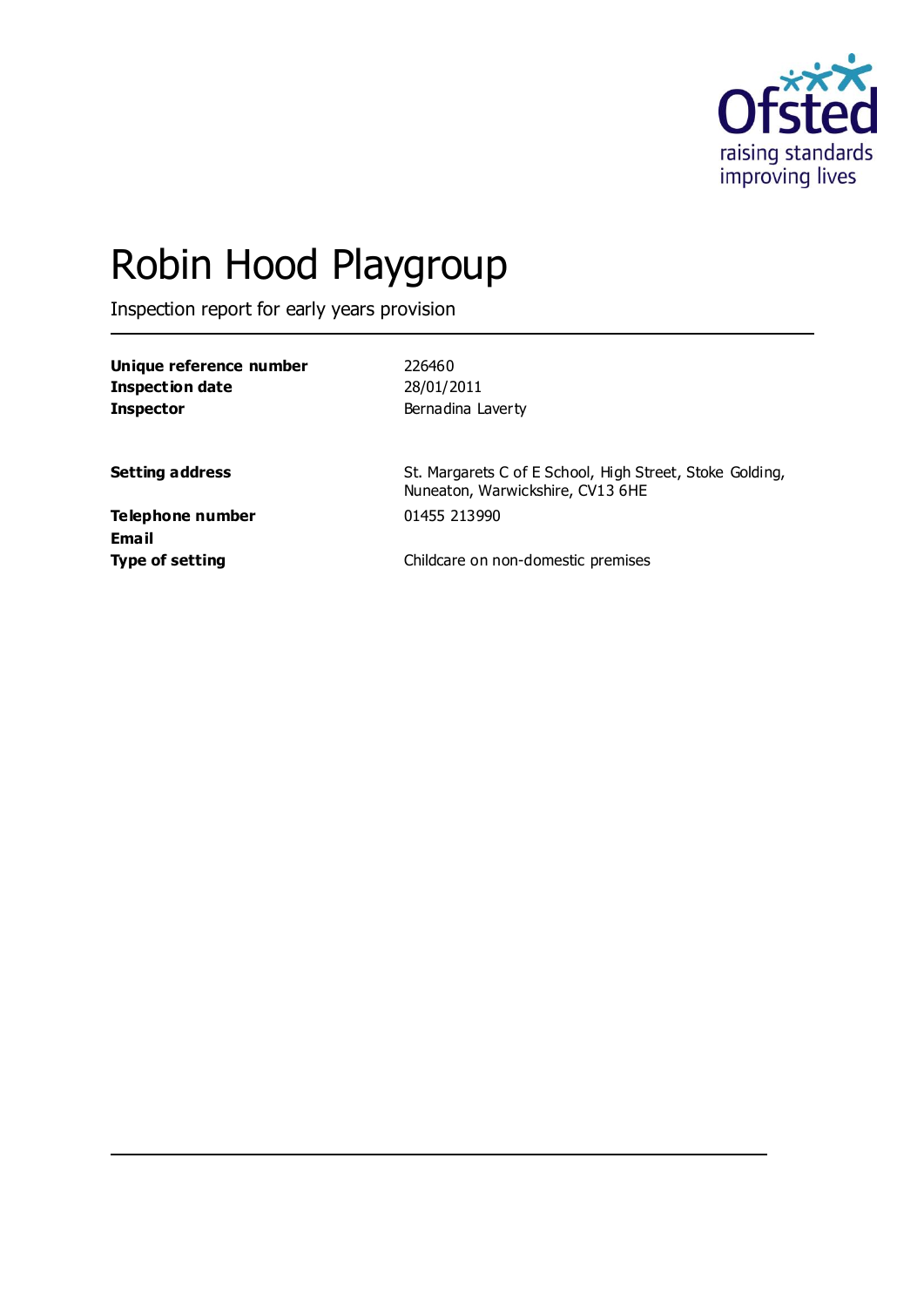Ofsted
raising standards
improving lives

# Robin Hood Playgroup

Inspection report for early years provision

| | |
|---|---|
| **Unique reference number** | 226460 |
| **Inspection date** | 28/01/2011 |
| **Inspector** | Bernadina Laverty |

| | |
|---|---|
| **Setting address** | St. Margarets C of E School, High Street, Stoke Golding, Nuneaton, Warwickshire, CV13 6HE |
| **Telephone number** | 01455 213990 |
| **Email** | |
| **Type of setting** | Childcare on non-domestic premises |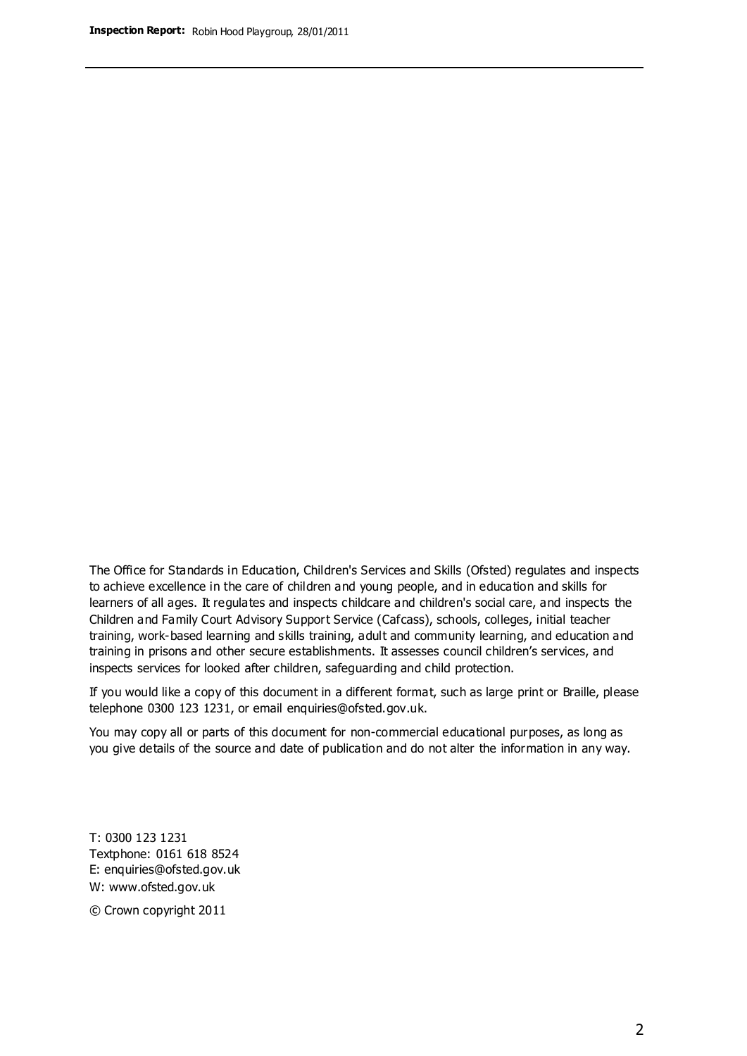The Office for Standards in Education, Children's Services and Skills (Ofsted) regulates and inspects to achieve excellence in the care of children and young people, and in education and skills for learners of all ages. It regulates and inspects childcare and children's social care, and inspects the Children and Family Court Advisory Support Service (Cafcass), schools, colleges, initial teacher training, work-based learning and skills training, adult and community learning, and education and training in prisons and other secure establishments. It assesses council children's services, and inspects services for looked after children, safeguarding and child protection.

If you would like a copy of this document in a different format, such as large print or Braille, please telephone 0300 123 1231, or email enquiries@ofsted.gov.uk.

You may copy all or parts of this document for non-commercial educational purposes, as long as you give details of the source and date of publication and do not alter the information in any way.

T: 0300 123 1231
Textphone: 0161 618 8524
E: enquiries@ofsted.gov.uk
W: www.ofsted.gov.uk

© Crown copyright 2011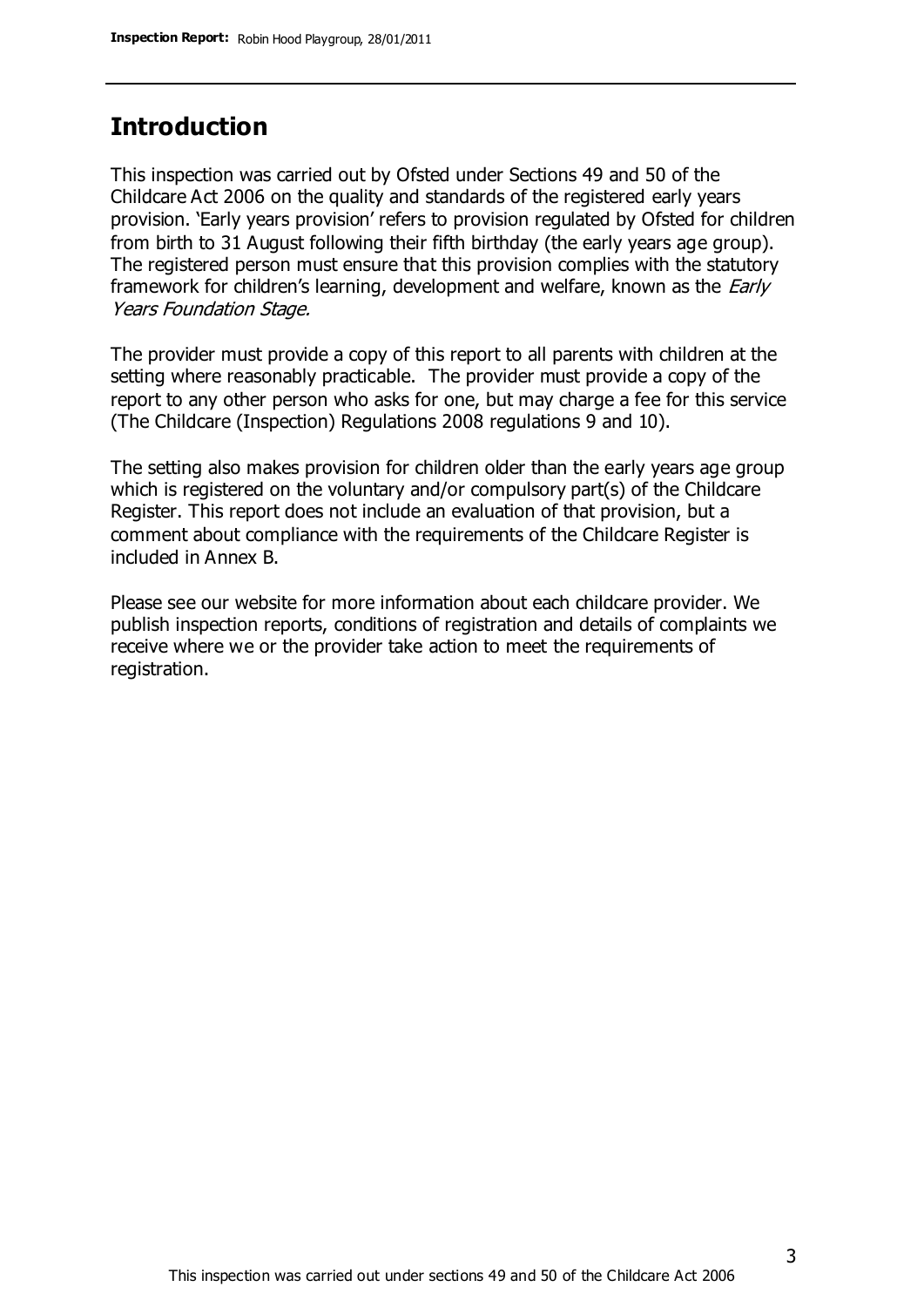## Introduction

This inspection was carried out by Ofsted under Sections 49 and 50 of the Childcare Act 2006 on the quality and standards of the registered early years provision. 'Early years provision' refers to provision regulated by Ofsted for children from birth to 31 August following their fifth birthday (the early years age group). The registered person must ensure that this provision complies with the statutory framework for children's learning, development and welfare, known as the *Early Years Foundation Stage.*

The provider must provide a copy of this report to all parents with children at the setting where reasonably practicable. The provider must provide a copy of the report to any other person who asks for one, but may charge a fee for this service (The Childcare (Inspection) Regulations 2008 regulations 9 and 10).

The setting also makes provision for children older than the early years age group which is registered on the voluntary and/or compulsory part(s) of the Childcare Register. This report does not include an evaluation of that provision, but a comment about compliance with the requirements of the Childcare Register is included in Annex B.

Please see our website for more information about each childcare provider. We publish inspection reports, conditions of registration and details of complaints we receive where we or the provider take action to meet the requirements of registration.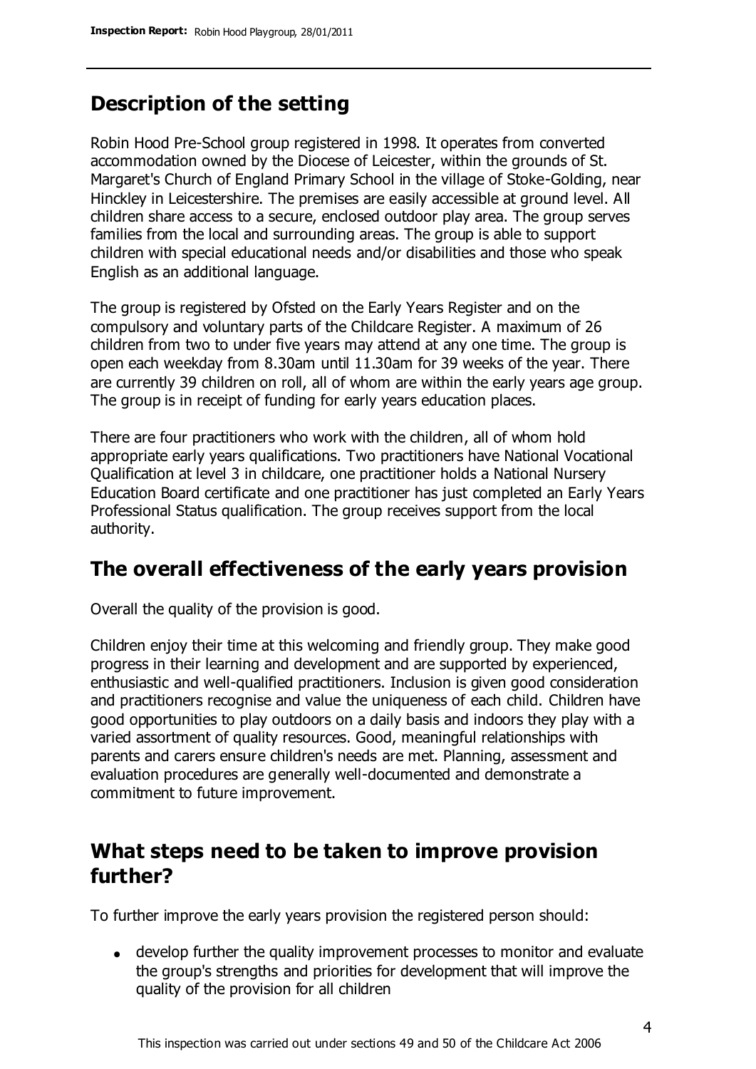## Description of the setting

Robin Hood Pre-School group registered in 1998. It operates from converted accommodation owned by the Diocese of Leicester, within the grounds of St. Margaret's Church of England Primary School in the village of Stoke-Golding, near Hinckley in Leicestershire. The premises are easily accessible at ground level. All children share access to a secure, enclosed outdoor play area. The group serves families from the local and surrounding areas. The group is able to support children with special educational needs and/or disabilities and those who speak English as an additional language.

The group is registered by Ofsted on the Early Years Register and on the compulsory and voluntary parts of the Childcare Register. A maximum of 26 children from two to under five years may attend at any one time. The group is open each weekday from 8.30am until 11.30am for 39 weeks of the year. There are currently 39 children on roll, all of whom are within the early years age group. The group is in receipt of funding for early years education places.

There are four practitioners who work with the children, all of whom hold appropriate early years qualifications. Two practitioners have National Vocational Qualification at level 3 in childcare, one practitioner holds a National Nursery Education Board certificate and one practitioner has just completed an Early Years Professional Status qualification. The group receives support from the local authority.

## The overall effectiveness of the early years provision

Overall the quality of the provision is good.

Children enjoy their time at this welcoming and friendly group. They make good progress in their learning and development and are supported by experienced, enthusiastic and well-qualified practitioners. Inclusion is given good consideration and practitioners recognise and value the uniqueness of each child. Children have good opportunities to play outdoors on a daily basis and indoors they play with a varied assortment of quality resources. Good, meaningful relationships with parents and carers ensure children's needs are met. Planning, assessment and evaluation procedures are generally well-documented and demonstrate a commitment to future improvement.

## What steps need to be taken to improve provision further?

To further improve the early years provision the registered person should:

- develop further the quality improvement processes to monitor and evaluate the group's strengths and priorities for development that will improve the quality of the provision for all children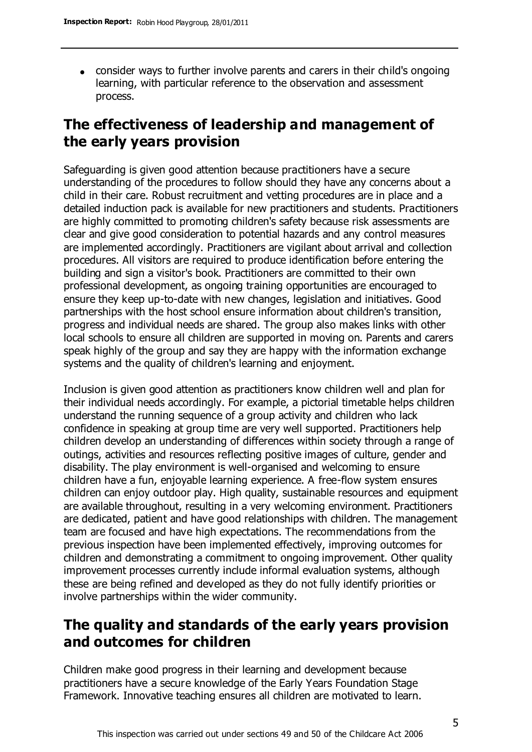- consider ways to further involve parents and carers in their child's ongoing learning, with particular reference to the observation and assessment process.

## The effectiveness of leadership and management of the early years provision

Safeguarding is given good attention because practitioners have a secure understanding of the procedures to follow should they have any concerns about a child in their care. Robust recruitment and vetting procedures are in place and a detailed induction pack is available for new practitioners and students. Practitioners are highly committed to promoting children's safety because risk assessments are clear and give good consideration to potential hazards and any control measures are implemented accordingly. Practitioners are vigilant about arrival and collection procedures. All visitors are required to produce identification before entering the building and sign a visitor's book. Practitioners are committed to their own professional development, as ongoing training opportunities are encouraged to ensure they keep up-to-date with new changes, legislation and initiatives. Good partnerships with the host school ensure information about children's transition, progress and individual needs are shared. The group also makes links with other local schools to ensure all children are supported in moving on. Parents and carers speak highly of the group and say they are happy with the information exchange systems and the quality of children's learning and enjoyment.

Inclusion is given good attention as practitioners know children well and plan for their individual needs accordingly. For example, a pictorial timetable helps children understand the running sequence of a group activity and children who lack confidence in speaking at group time are very well supported. Practitioners help children develop an understanding of differences within society through a range of outings, activities and resources reflecting positive images of culture, gender and disability. The play environment is well-organised and welcoming to ensure children have a fun, enjoyable learning experience. A free-flow system ensures children can enjoy outdoor play. High quality, sustainable resources and equipment are available throughout, resulting in a very welcoming environment. Practitioners are dedicated, patient and have good relationships with children. The management team are focused and have high expectations. The recommendations from the previous inspection have been implemented effectively, improving outcomes for children and demonstrating a commitment to ongoing improvement. Other quality improvement processes currently include informal evaluation systems, although these are being refined and developed as they do not fully identify priorities or involve partnerships within the wider community.

## The quality and standards of the early years provision and outcomes for children

Children make good progress in their learning and development because practitioners have a secure knowledge of the Early Years Foundation Stage Framework. Innovative teaching ensures all children are motivated to learn.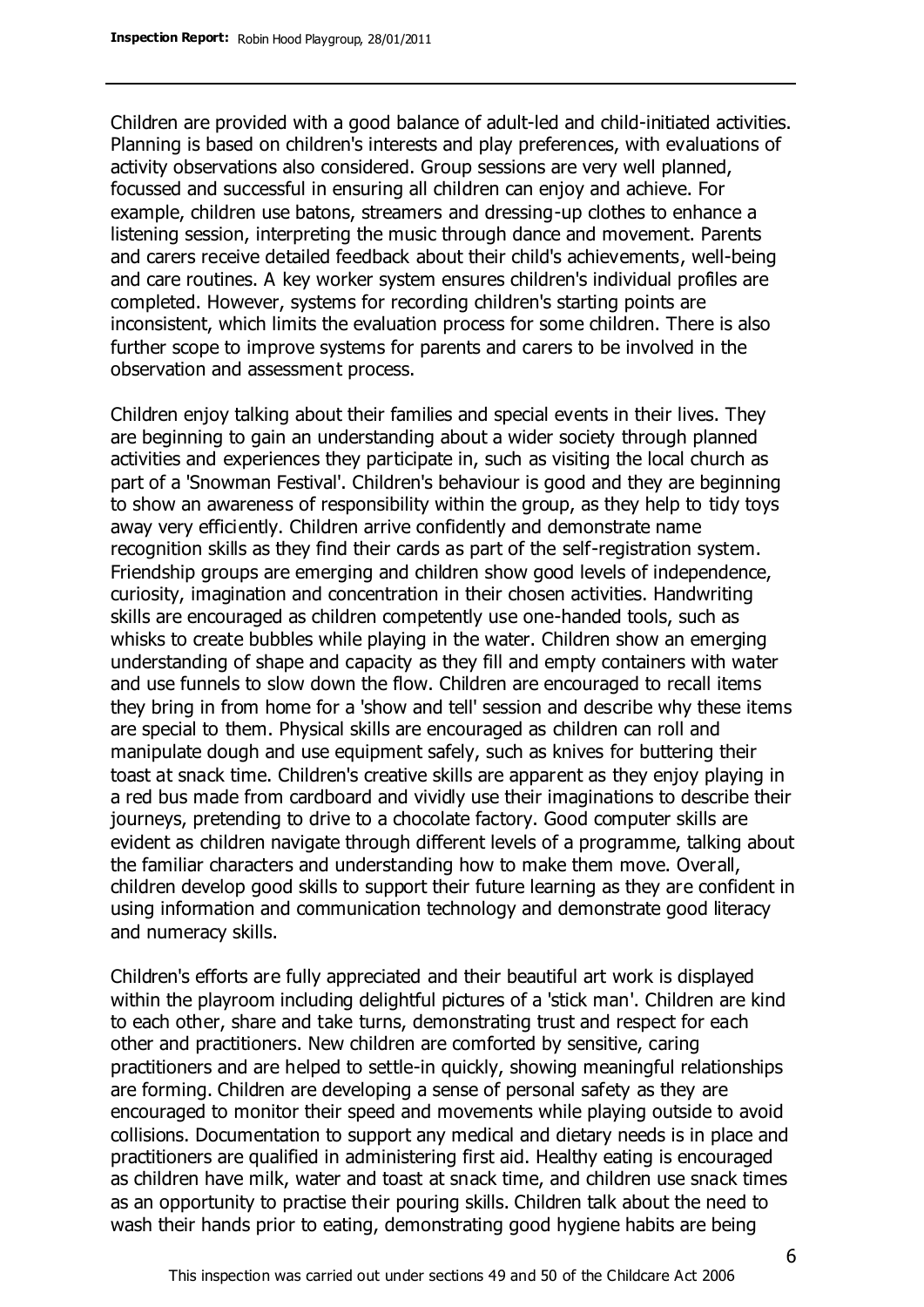Children are provided with a good balance of adult-led and child-initiated activities. Planning is based on children's interests and play preferences, with evaluations of activity observations also considered. Group sessions are very well planned, focussed and successful in ensuring all children can enjoy and achieve. For example, children use batons, streamers and dressing-up clothes to enhance a listening session, interpreting the music through dance and movement. Parents and carers receive detailed feedback about their child's achievements, well-being and care routines. A key worker system ensures children's individual profiles are completed. However, systems for recording children's starting points are inconsistent, which limits the evaluation process for some children. There is also further scope to improve systems for parents and carers to be involved in the observation and assessment process.

Children enjoy talking about their families and special events in their lives. They are beginning to gain an understanding about a wider society through planned activities and experiences they participate in, such as visiting the local church as part of a 'Snowman Festival'. Children's behaviour is good and they are beginning to show an awareness of responsibility within the group, as they help to tidy toys away very efficiently. Children arrive confidently and demonstrate name recognition skills as they find their cards as part of the self-registration system. Friendship groups are emerging and children show good levels of independence, curiosity, imagination and concentration in their chosen activities. Handwriting skills are encouraged as children competently use one-handed tools, such as whisks to create bubbles while playing in the water. Children show an emerging understanding of shape and capacity as they fill and empty containers with water and use funnels to slow down the flow. Children are encouraged to recall items they bring in from home for a 'show and tell' session and describe why these items are special to them. Physical skills are encouraged as children can roll and manipulate dough and use equipment safely, such as knives for buttering their toast at snack time. Children's creative skills are apparent as they enjoy playing in a red bus made from cardboard and vividly use their imaginations to describe their journeys, pretending to drive to a chocolate factory. Good computer skills are evident as children navigate through different levels of a programme, talking about the familiar characters and understanding how to make them move. Overall, children develop good skills to support their future learning as they are confident in using information and communication technology and demonstrate good literacy and numeracy skills.

Children's efforts are fully appreciated and their beautiful art work is displayed within the playroom including delightful pictures of a 'stick man'. Children are kind to each other, share and take turns, demonstrating trust and respect for each other and practitioners. New children are comforted by sensitive, caring practitioners and are helped to settle-in quickly, showing meaningful relationships are forming. Children are developing a sense of personal safety as they are encouraged to monitor their speed and movements while playing outside to avoid collisions. Documentation to support any medical and dietary needs is in place and practitioners are qualified in administering first aid. Healthy eating is encouraged as children have milk, water and toast at snack time, and children use snack times as an opportunity to practise their pouring skills. Children talk about the need to wash their hands prior to eating, demonstrating good hygiene habits are being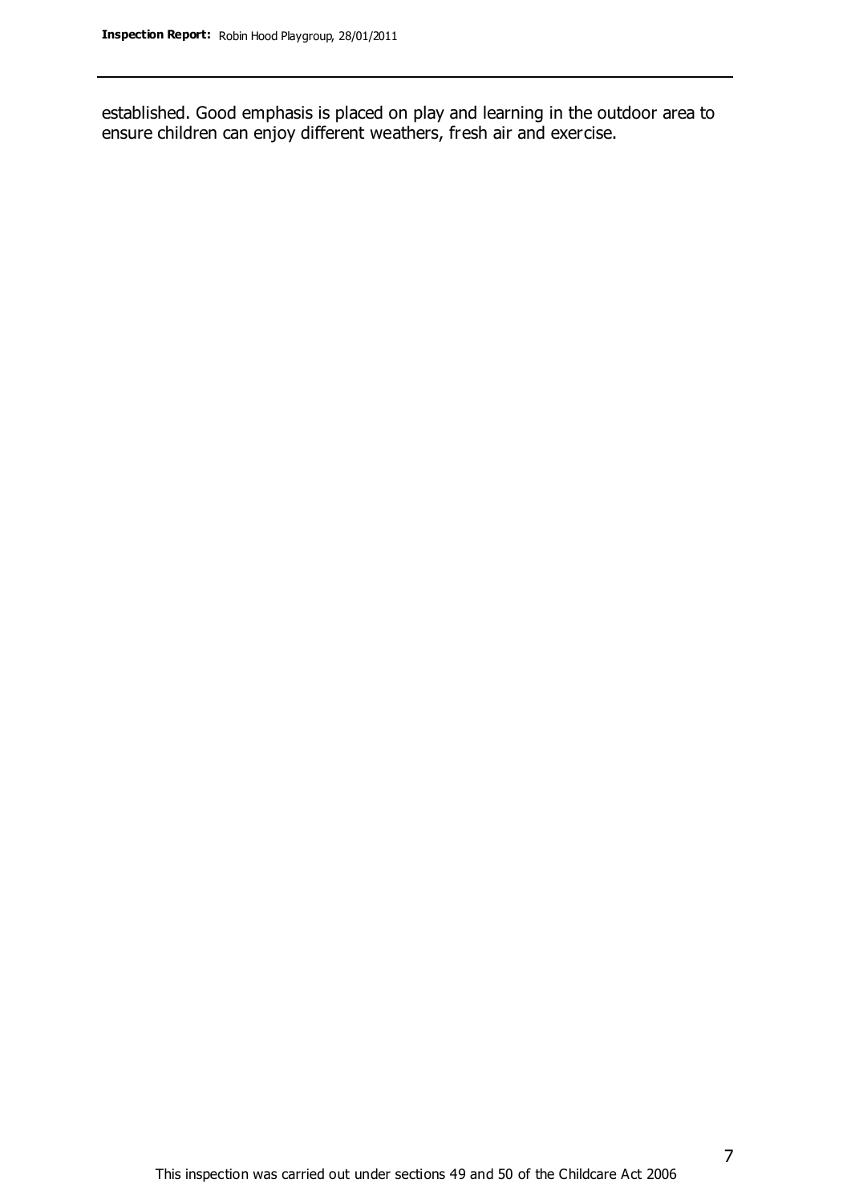established. Good emphasis is placed on play and learning in the outdoor area to ensure children can enjoy different weathers, fresh air and exercise.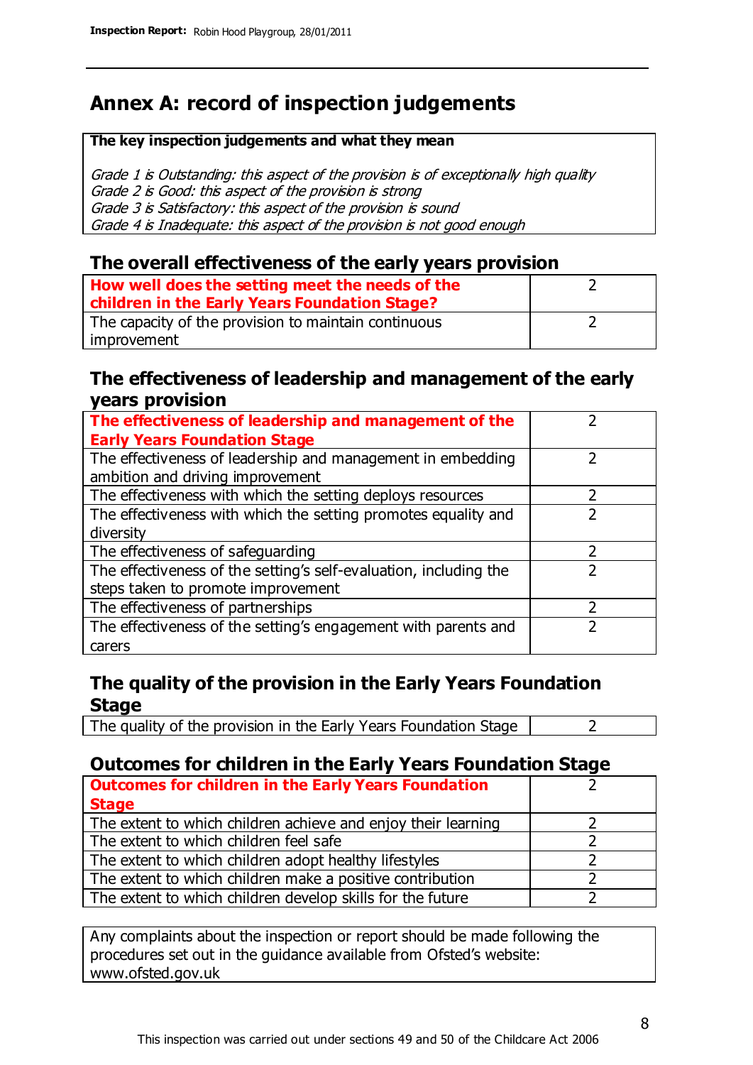# Annex A: record of inspection judgements

| The key inspection judgements and what they mean |
|---|
| *Grade 1 is Outstanding: this aspect of the provision is of exceptionally high quality*<br>*Grade 2 is Good: this aspect of the provision is strong*<br>*Grade 3 is Satisfactory: this aspect of the provision is sound*<br>*Grade 4 is Inadequate: this aspect of the provision is not good enough* |

## The overall effectiveness of the early years provision

| | |
|---|---|
| **How well does the setting meet the needs of the children in the Early Years Foundation Stage?** | 2 |
| The capacity of the provision to maintain continuous improvement | 2 |

## The effectiveness of leadership and management of the early years provision

| | |
|---|---|
| **The effectiveness of leadership and management of the Early Years Foundation Stage** | 2 |
| The effectiveness of leadership and management in embedding ambition and driving improvement | 2 |
| The effectiveness with which the setting deploys resources | 2 |
| The effectiveness with which the setting promotes equality and diversity | 2 |
| The effectiveness of safeguarding | 2 |
| The effectiveness of the setting's self-evaluation, including the steps taken to promote improvement | 2 |
| The effectiveness of partnerships | 2 |
| The effectiveness of the setting's engagement with parents and carers | 2 |

## The quality of the provision in the Early Years Foundation Stage

| | |
|---|---|
| The quality of the provision in the Early Years Foundation Stage | 2 |

## Outcomes for children in the Early Years Foundation Stage

| | |
|---|---|
| **Outcomes for children in the Early Years Foundation Stage** | 2 |
| The extent to which children achieve and enjoy their learning | 2 |
| The extent to which children feel safe | 2 |
| The extent to which children adopt healthy lifestyles | 2 |
| The extent to which children make a positive contribution | 2 |
| The extent to which children develop skills for the future | 2 |

Any complaints about the inspection or report should be made following the procedures set out in the guidance available from Ofsted's website: www.ofsted.gov.uk

This inspection was carried out under sections 49 and 50 of the Childcare Act 2006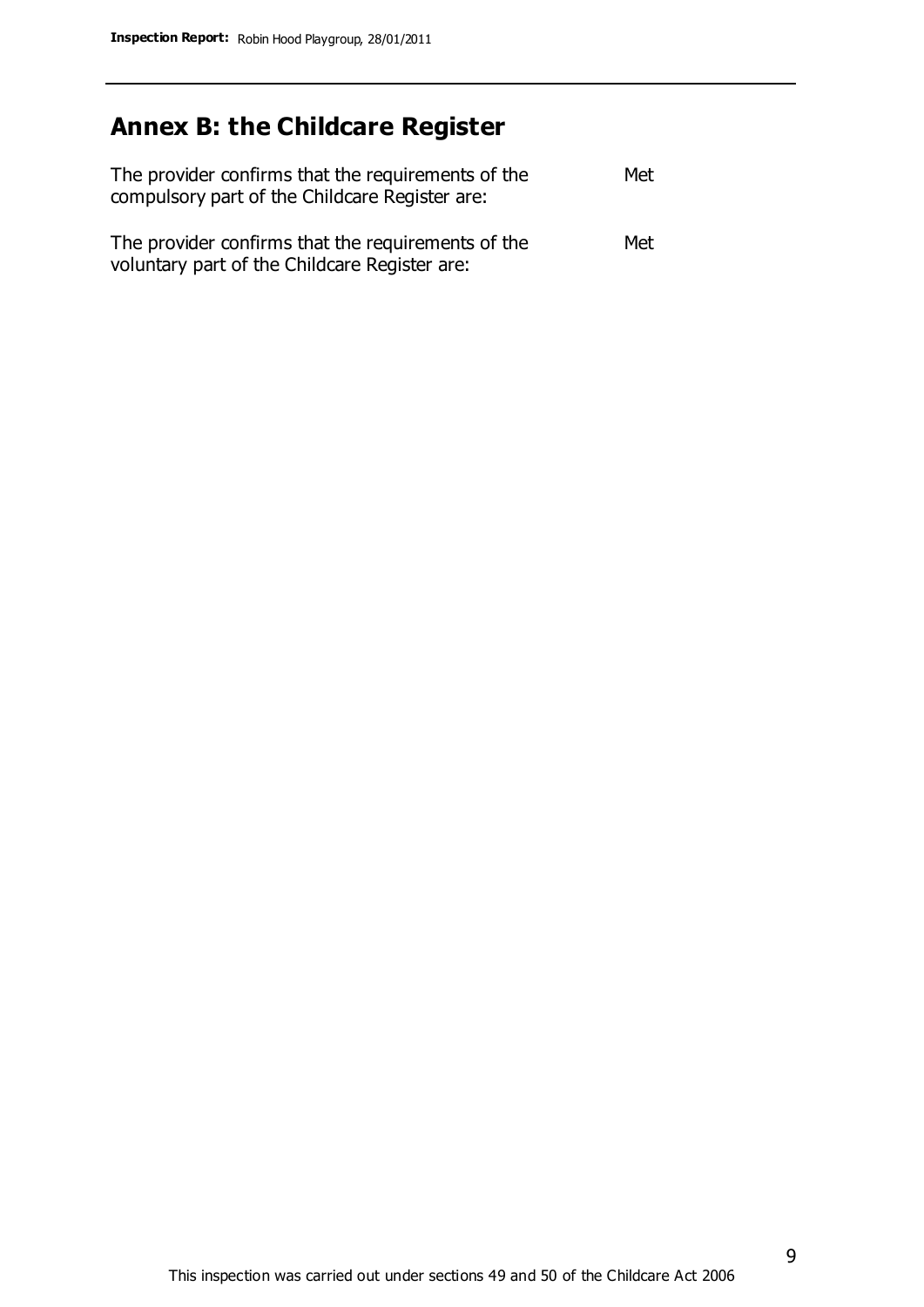## Annex B: the Childcare Register

| | |
|---|---|
| The provider confirms that the requirements of the compulsory part of the Childcare Register are: | Met |
| The provider confirms that the requirements of the voluntary part of the Childcare Register are: | Met |

This inspection was carried out under sections 49 and 50 of the Childcare Act 2006